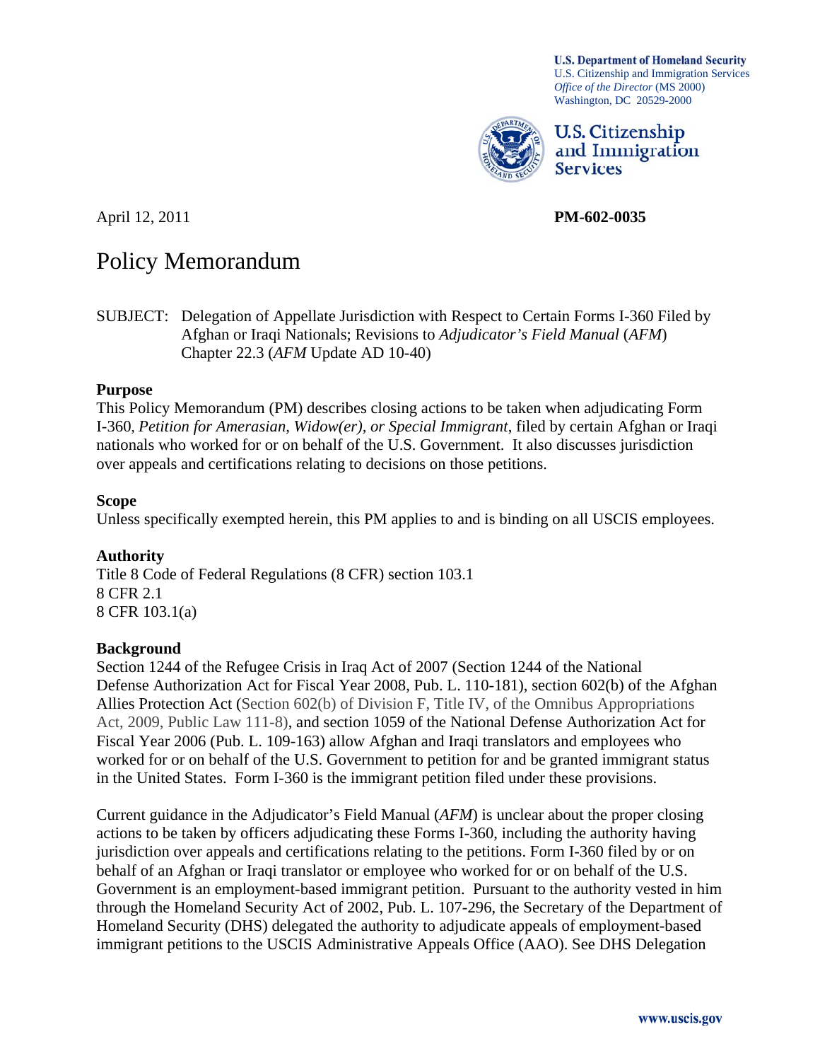U.S. Department of Homeland Security
U.S. Citizenship and Immigration Services
*Office of the Director* (MS 2000)
Washington, DC 20529-2000

U.S. Citizenship and Immigration Services

April 12, 2011 **PM-602-0035**

# Policy Memorandum

SUBJECT: Delegation of Appellate Jurisdiction with Respect to Certain Forms I-360 Filed by Afghan or Iraqi Nationals; Revisions to *Adjudicator's Field Manual* (*AFM*) Chapter 22.3 (*AFM* Update AD 10-40)

## Purpose

This Policy Memorandum (PM) describes closing actions to be taken when adjudicating Form I-360, *Petition for Amerasian, Widow(er), or Special Immigrant*, filed by certain Afghan or Iraqi nationals who worked for or on behalf of the U.S. Government. It also discusses jurisdiction over appeals and certifications relating to decisions on those petitions.

## Scope

Unless specifically exempted herein, this PM applies to and is binding on all USCIS employees.

## Authority

Title 8 Code of Federal Regulations (8 CFR) section 103.1
8 CFR 2.1
8 CFR 103.1(a)

## Background

Section 1244 of the Refugee Crisis in Iraq Act of 2007 (Section 1244 of the National Defense Authorization Act for Fiscal Year 2008, Pub. L. 110-181), section 602(b) of the Afghan Allies Protection Act (Section 602(b) of Division F, Title IV, of the Omnibus Appropriations Act, 2009, Public Law 111-8), and section 1059 of the National Defense Authorization Act for Fiscal Year 2006 (Pub. L. 109-163) allow Afghan and Iraqi translators and employees who worked for or on behalf of the U.S. Government to petition for and be granted immigrant status in the United States. Form I-360 is the immigrant petition filed under these provisions.

Current guidance in the Adjudicator's Field Manual (*AFM*) is unclear about the proper closing actions to be taken by officers adjudicating these Forms I-360, including the authority having jurisdiction over appeals and certifications relating to the petitions. Form I-360 filed by or on behalf of an Afghan or Iraqi translator or employee who worked for or on behalf of the U.S. Government is an employment-based immigrant petition. Pursuant to the authority vested in him through the Homeland Security Act of 2002, Pub. L. 107-296, the Secretary of the Department of Homeland Security (DHS) delegated the authority to adjudicate appeals of employment-based immigrant petitions to the USCIS Administrative Appeals Office (AAO). See DHS Delegation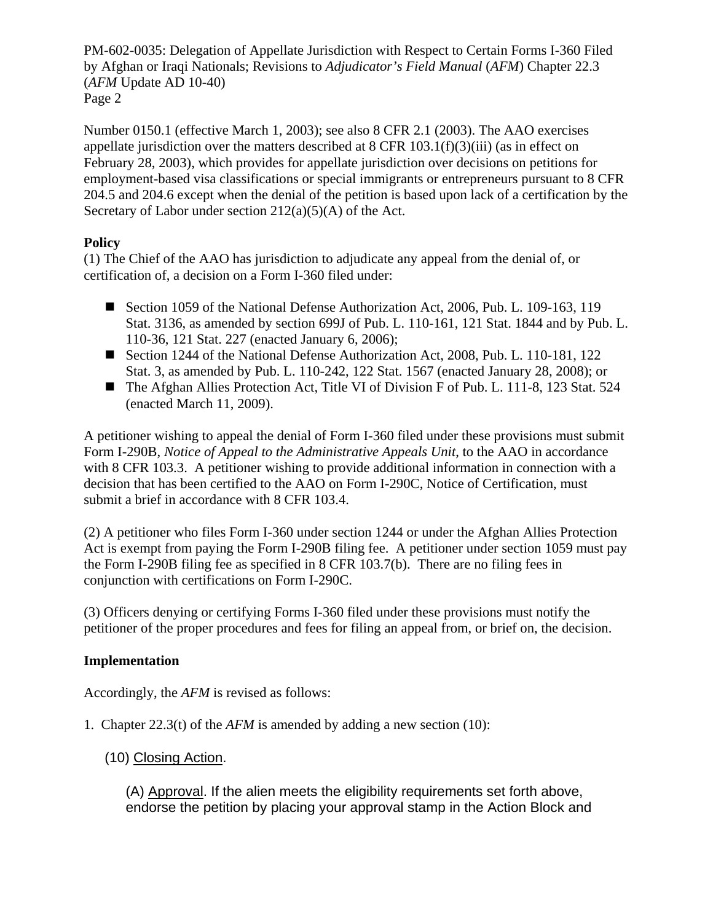Number 0150.1 (effective March 1, 2003); see also 8 CFR 2.1 (2003). The AAO exercises appellate jurisdiction over the matters described at 8 CFR 103.1(f)(3)(iii) (as in effect on February 28, 2003), which provides for appellate jurisdiction over decisions on petitions for employment-based visa classifications or special immigrants or entrepreneurs pursuant to 8 CFR 204.5 and 204.6 except when the denial of the petition is based upon lack of a certification by the Secretary of Labor under section 212(a)(5)(A) of the Act.

**Policy**

(1) The Chief of the AAO has jurisdiction to adjudicate any appeal from the denial of, or certification of, a decision on a Form I-360 filed under:

- Section 1059 of the National Defense Authorization Act, 2006, Pub. L. 109-163, 119 Stat. 3136, as amended by section 699J of Pub. L. 110-161, 121 Stat. 1844 and by Pub. L. 110-36, 121 Stat. 227 (enacted January 6, 2006);
- Section 1244 of the National Defense Authorization Act, 2008, Pub. L. 110-181, 122 Stat. 3, as amended by Pub. L. 110-242, 122 Stat. 1567 (enacted January 28, 2008); or
- The Afghan Allies Protection Act, Title VI of Division F of Pub. L. 111-8, 123 Stat. 524 (enacted March 11, 2009).

A petitioner wishing to appeal the denial of Form I-360 filed under these provisions must submit Form I-290B, *Notice of Appeal to the Administrative Appeals Unit*, to the AAO in accordance with 8 CFR 103.3. A petitioner wishing to provide additional information in connection with a decision that has been certified to the AAO on Form I-290C, Notice of Certification, must submit a brief in accordance with 8 CFR 103.4.

(2) A petitioner who files Form I-360 under section 1244 or under the Afghan Allies Protection Act is exempt from paying the Form I-290B filing fee. A petitioner under section 1059 must pay the Form I-290B filing fee as specified in 8 CFR 103.7(b). There are no filing fees in conjunction with certifications on Form I-290C.

(3) Officers denying or certifying Forms I-360 filed under these provisions must notify the petitioner of the proper procedures and fees for filing an appeal from, or brief on, the decision.

**Implementation**

Accordingly, the *AFM* is revised as follows:

1. Chapter 22.3(t) of the *AFM* is amended by adding a new section (10):

(10) Closing Action.

(A) Approval. If the alien meets the eligibility requirements set forth above, endorse the petition by placing your approval stamp in the Action Block and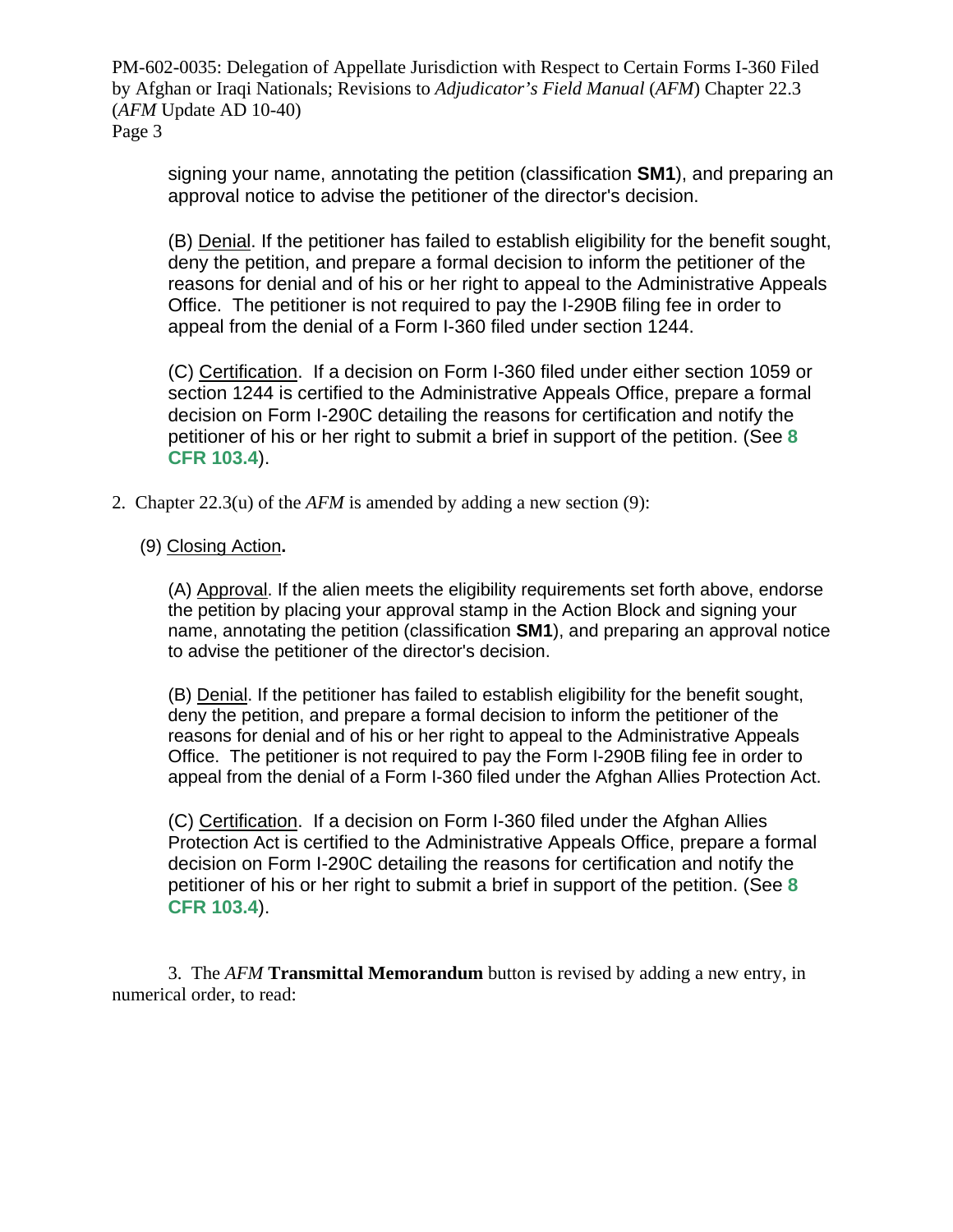signing your name, annotating the petition (classification **SM1**), and preparing an approval notice to advise the petitioner of the director's decision.

(B) Denial. If the petitioner has failed to establish eligibility for the benefit sought, deny the petition, and prepare a formal decision to inform the petitioner of the reasons for denial and of his or her right to appeal to the Administrative Appeals Office. The petitioner is not required to pay the I-290B filing fee in order to appeal from the denial of a Form I-360 filed under section 1244.

(C) Certification. If a decision on Form I-360 filed under either section 1059 or section 1244 is certified to the Administrative Appeals Office, prepare a formal decision on Form I-290C detailing the reasons for certification and notify the petitioner of his or her right to submit a brief in support of the petition. (See **8 CFR 103.4**).

2. Chapter 22.3(u) of the *AFM* is amended by adding a new section (9):

(9) Closing Action**.**

(A) Approval. If the alien meets the eligibility requirements set forth above, endorse the petition by placing your approval stamp in the Action Block and signing your name, annotating the petition (classification **SM1**), and preparing an approval notice to advise the petitioner of the director's decision.

(B) Denial. If the petitioner has failed to establish eligibility for the benefit sought, deny the petition, and prepare a formal decision to inform the petitioner of the reasons for denial and of his or her right to appeal to the Administrative Appeals Office. The petitioner is not required to pay the Form I-290B filing fee in order to appeal from the denial of a Form I-360 filed under the Afghan Allies Protection Act.

(C) Certification. If a decision on Form I-360 filed under the Afghan Allies Protection Act is certified to the Administrative Appeals Office, prepare a formal decision on Form I-290C detailing the reasons for certification and notify the petitioner of his or her right to submit a brief in support of the petition. (See **8 CFR 103.4**).

3. The *AFM* **Transmittal Memorandum** button is revised by adding a new entry, in numerical order, to read: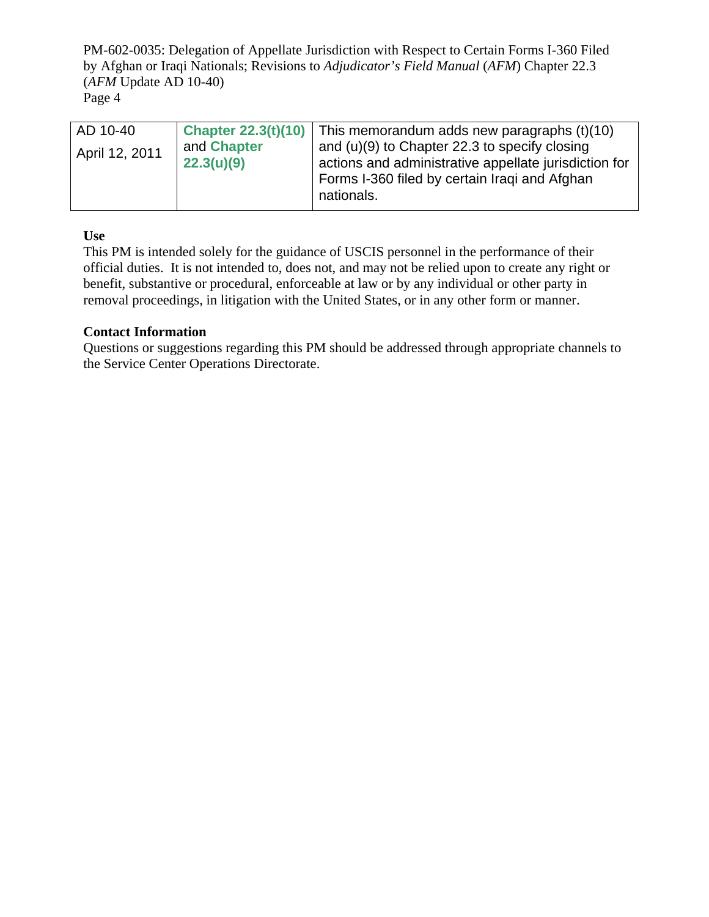| | | |
|---|---|---|
| AD 10-40<br>April 12, 2011 | Chapter 22.3(t)(10) and Chapter 22.3(u)(9) | This memorandum adds new paragraphs (t)(10) and (u)(9) to Chapter 22.3 to specify closing actions and administrative appellate jurisdiction for Forms I-360 filed by certain Iraqi and Afghan nationals. |

**Use**

This PM is intended solely for the guidance of USCIS personnel in the performance of their official duties. It is not intended to, does not, and may not be relied upon to create any right or benefit, substantive or procedural, enforceable at law or by any individual or other party in removal proceedings, in litigation with the United States, or in any other form or manner.

**Contact Information**

Questions or suggestions regarding this PM should be addressed through appropriate channels to the Service Center Operations Directorate.